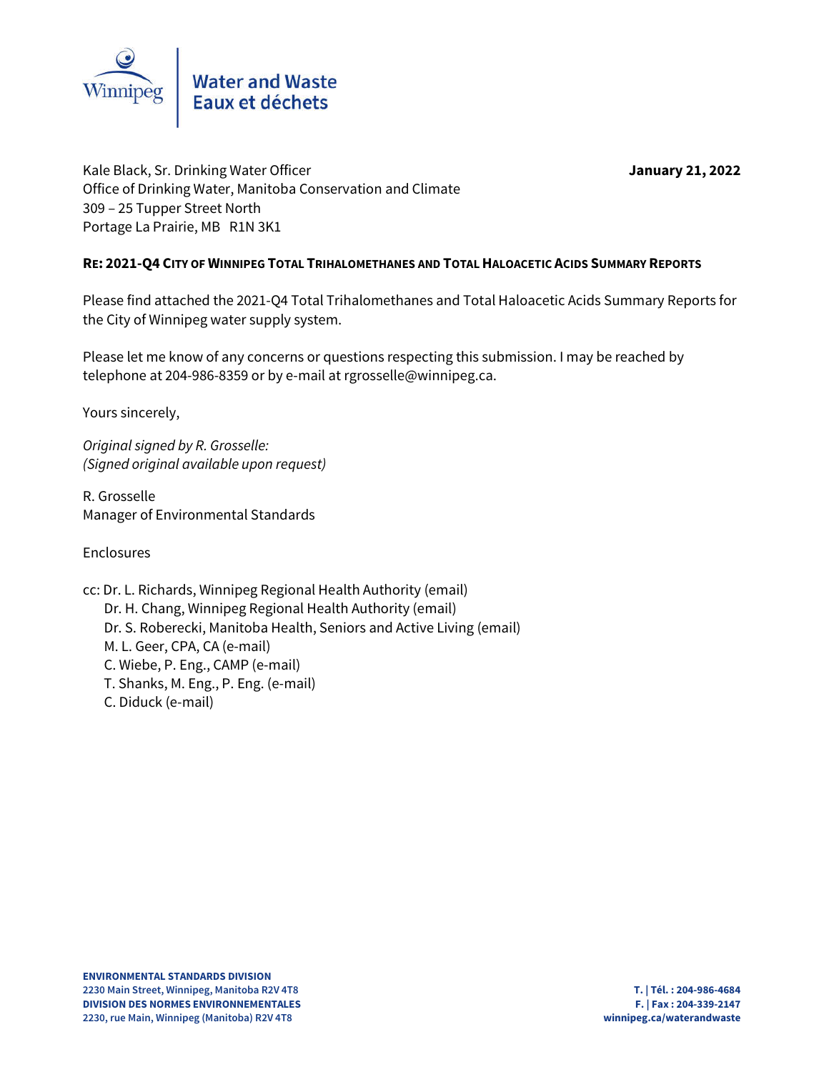Water and Waste
Eaux et déchets

Kale Black, Sr. Drinking Water Officer
Office of Drinking Water, Manitoba Conservation and Climate
309 – 25 Tupper Street North
Portage La Prairie, MB R1N 3K1

**January 21, 2022**

**RE: 2021-Q4 CITY OF WINNIPEG TOTAL TRIHALOMETHANES AND TOTAL HALOACETIC ACIDS SUMMARY REPORTS**

Please find attached the 2021-Q4 Total Trihalomethanes and Total Haloacetic Acids Summary Reports for the City of Winnipeg water supply system.

Please let me know of any concerns or questions respecting this submission. I may be reached by telephone at 204-986-8359 or by e-mail at rgrosselle@winnipeg.ca.

Yours sincerely,

*Original signed by R. Grosselle:*
*(Signed original available upon request)*

R. Grosselle
Manager of Environmental Standards

Enclosures

cc: Dr. L. Richards, Winnipeg Regional Health Authority (email)
Dr. H. Chang, Winnipeg Regional Health Authority (email)
Dr. S. Roberecki, Manitoba Health, Seniors and Active Living (email)
M. L. Geer, CPA, CA (e-mail)
C. Wiebe, P. Eng., CAMP (e-mail)
T. Shanks, M. Eng., P. Eng. (e-mail)
C. Diduck (e-mail)

**ENVIRONMENTAL STANDARDS DIVISION**
**2230 Main Street, Winnipeg, Manitoba R2V 4T8**
**DIVISION DES NORMES ENVIRONNEMENTALES**
**2230, rue Main, Winnipeg (Manitoba) R2V 4T8**

**T. | Tél. : 204-986-4684**
**F. | Fax : 204-339-2147**
**winnipeg.ca/waterandwaste**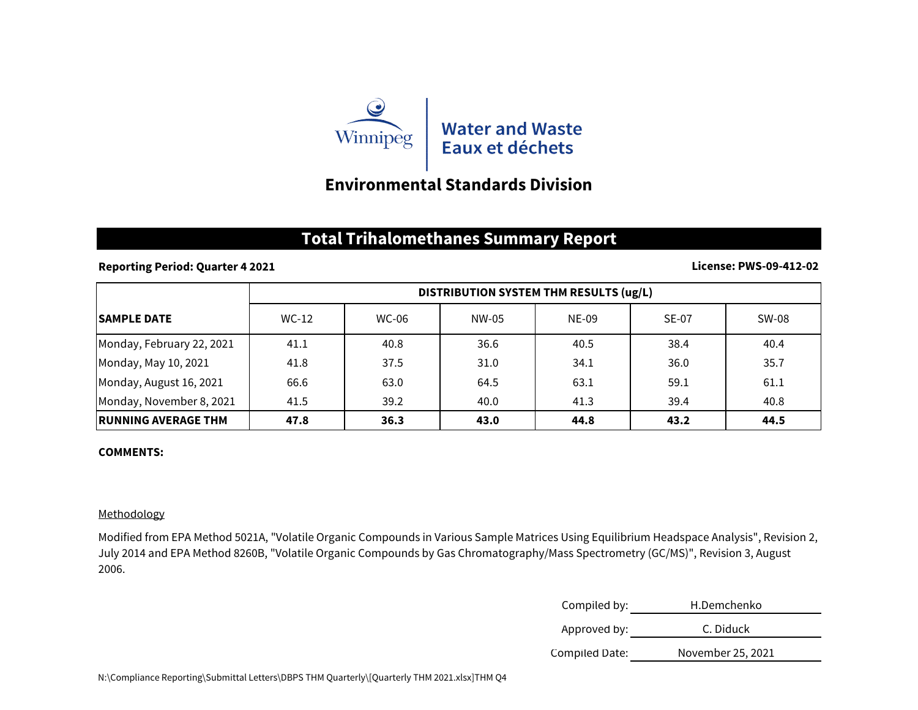Winnipeg

**Water and Waste**
**Eaux et déchets**

## Environmental Standards Division

# Total Trihalomethanes Summary Report

**Reporting Period: Quarter 4 2021** **License: PWS-09-412-02**

| SAMPLE DATE | DISTRIBUTION SYSTEM THM RESULTS (ug/L) | | | | | |
|---|---|---|---|---|---|---|
| | WC-12 | WC-06 | NW-05 | NE-09 | SE-07 | SW-08 |
| Monday, February 22, 2021 | 41.1 | 40.8 | 36.6 | 40.5 | 38.4 | 40.4 |
| Monday, May 10, 2021 | 41.8 | 37.5 | 31.0 | 34.1 | 36.0 | 35.7 |
| Monday, August 16, 2021 | 66.6 | 63.0 | 64.5 | 63.1 | 59.1 | 61.1 |
| Monday, November 8, 2021 | 41.5 | 39.2 | 40.0 | 41.3 | 39.4 | 40.8 |
| **RUNNING AVERAGE THM** | **47.8** | **36.3** | **43.0** | **44.8** | **43.2** | **44.5** |

**COMMENTS:**

Methodology

Modified from EPA Method 5021A, "Volatile Organic Compounds in Various Sample Matrices Using Equilibrium Headspace Analysis", Revision 2, July 2014 and EPA Method 8260B, "Volatile Organic Compounds by Gas Chromatography/Mass Spectrometry (GC/MS)", Revision 3, August 2006.

Compiled by: H.Demchenko

Approved by: C. Diduck

Compiled Date: November 25, 2021

N:\Compliance Reporting\Submittal Letters\DBPS THM Quarterly\[Quarterly THM 2021.xlsx]THM Q4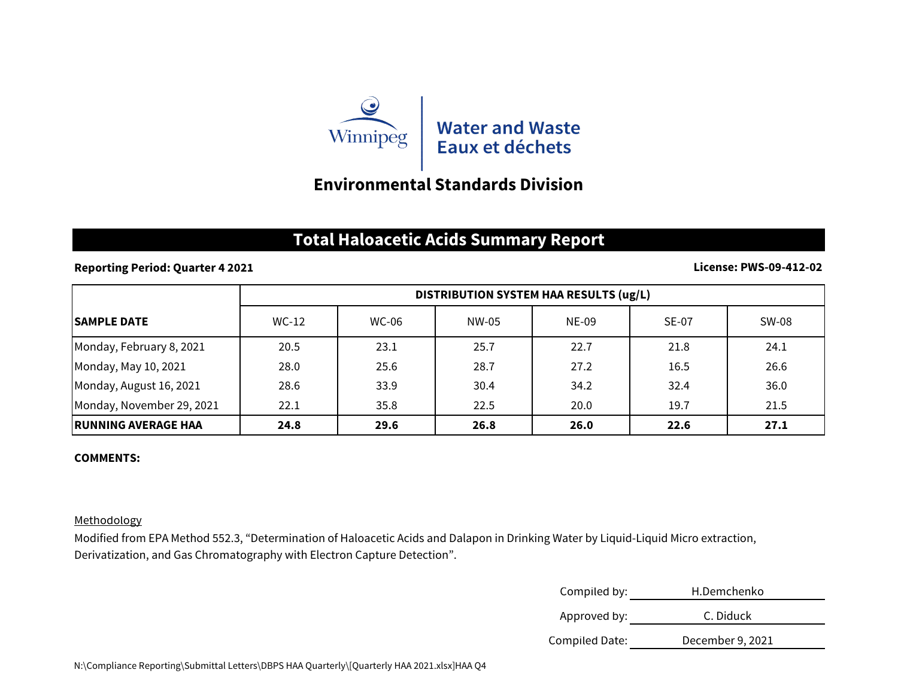Water and Waste
Eaux et déchets

## Environmental Standards Division

# Total Haloacetic Acids Summary Report

**Reporting Period: Quarter 4 2021** **License: PWS-09-412-02**

| SAMPLE DATE | DISTRIBUTION SYSTEM HAA RESULTS (ug/L) | | | | | |
|---|---|---|---|---|---|---|
| | WC-12 | WC-06 | NW-05 | NE-09 | SE-07 | SW-08 |
| Monday, February 8, 2021 | 20.5 | 23.1 | 25.7 | 22.7 | 21.8 | 24.1 |
| Monday, May 10, 2021 | 28.0 | 25.6 | 28.7 | 27.2 | 16.5 | 26.6 |
| Monday, August 16, 2021 | 28.6 | 33.9 | 30.4 | 34.2 | 32.4 | 36.0 |
| Monday, November 29, 2021 | 22.1 | 35.8 | 22.5 | 20.0 | 19.7 | 21.5 |
| **RUNNING AVERAGE HAA** | **24.8** | **29.6** | **26.8** | **26.0** | **22.6** | **27.1** |

**COMMENTS:**

Methodology

Modified from EPA Method 552.3, “Determination of Haloacetic Acids and Dalapon in Drinking Water by Liquid-Liquid Micro extraction, Derivatization, and Gas Chromatography with Electron Capture Detection”.

Compiled by: H.Demchenko

Approved by: C. Diduck

Compiled Date: December 9, 2021

N:\Compliance Reporting\Submittal Letters\DBPS HAA Quarterly\[Quarterly HAA 2021.xlsx]HAA Q4